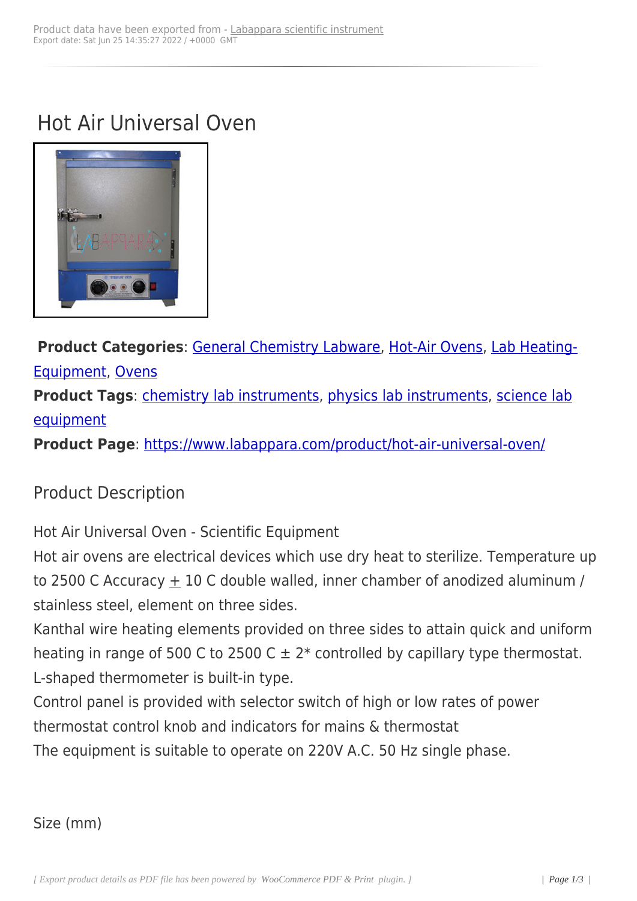Product data have been exported from - Labappara scientific instrument
Export date: Sat Jun 25 14:35:27 2022 / +0000 GMT

# Hot Air Universal Oven

**Product Categories**: General Chemistry Labware, Hot-Air Ovens, Lab Heating-Equipment, Ovens
**Product Tags**: chemistry lab instruments, physics lab instruments, science lab equipment
**Product Page**: https://www.labappara.com/product/hot-air-universal-oven/

## Product Description

Hot Air Universal Oven - Scientific Equipment
Hot air ovens are electrical devices which use dry heat to sterilize. Temperature up to 2500 C Accuracy ± 10 C double walled, inner chamber of anodized aluminum / stainless steel, element on three sides.
Kanthal wire heating elements provided on three sides to attain quick and uniform heating in range of 500 C to 2500 C ± 2* controlled by capillary type thermostat. L-shaped thermometer is built-in type.
Control panel is provided with selector switch of high or low rates of power thermostat control knob and indicators for mains & thermostat
The equipment is suitable to operate on 220V A.C. 50 Hz single phase.

Size (mm)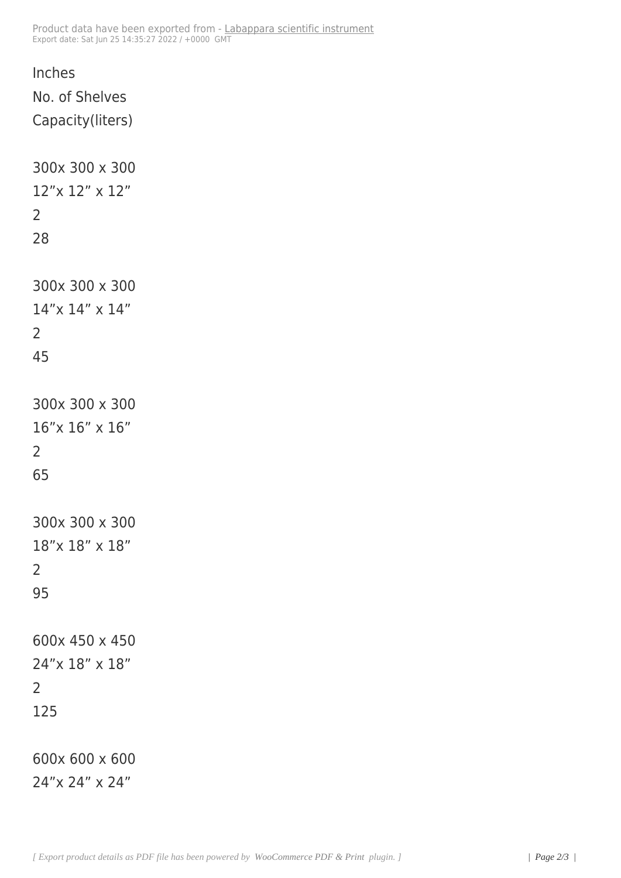Inches

No. of Shelves

Capacity(liters)

300x 300 x 300

12”x 12” x 12”

2

28

300x 300 x 300

14”x 14” x 14”

2

45

300x 300 x 300

16”x 16” x 16”

2

65

300x 300 x 300

18”x 18” x 18”

2

95

600x 450 x 450

24”x 18” x 18”

2

125

600x 600 x 600

24”x 24” x 24”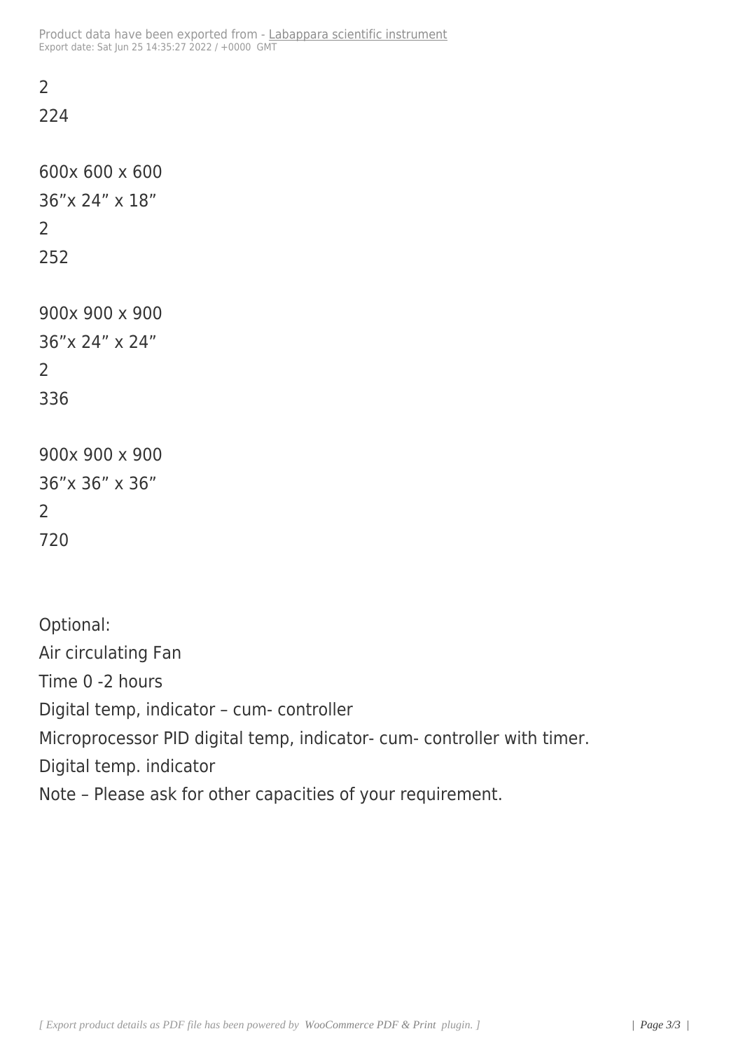2

224

600x 600 x 600

36”x 24” x 18”

2

252

900x 900 x 900

36”x 24” x 24”

2

336

900x 900 x 900

36”x 36” x 36”

2

720

Optional:

Air circulating Fan

Time 0 -2 hours

Digital temp, indicator – cum- controller

Microprocessor PID digital temp, indicator- cum- controller with timer.

Digital temp. indicator

Note – Please ask for other capacities of your requirement.